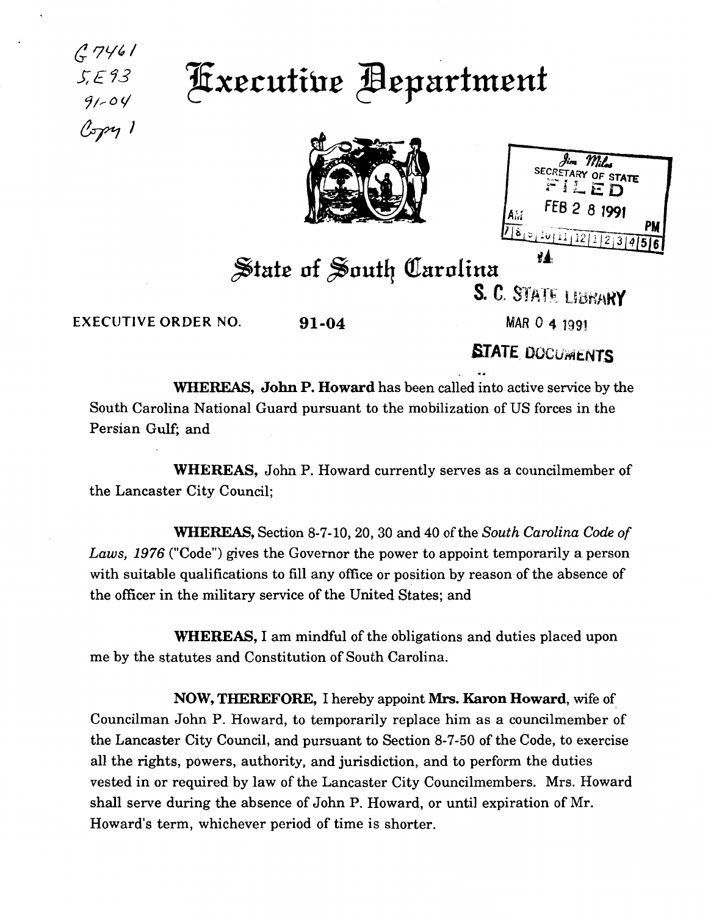G 7461
S.E 93
91-04
Copy 1

# Executive Department

SECRETARY OF STATE
FILED
FEB 28 1991

## State of South Carolina

S. C. STATE LIBRARY
MAR 04 1991
STATE DOCUMENTS

EXECUTIVE ORDER NO. **91-04**

**WHEREAS, John P. Howard** has been called into active service by the South Carolina National Guard pursuant to the mobilization of US forces in the Persian Gulf; and

**WHEREAS,** John P. Howard currently serves as a councilmember of the Lancaster City Council;

**WHEREAS,** Section 8-7-10, 20, 30 and 40 of the *South Carolina Code of Laws, 1976* ("Code") gives the Governor the power to appoint temporarily a person with suitable qualifications to fill any office or position by reason of the absence of the officer in the military service of the United States; and

**WHEREAS,** I am mindful of the obligations and duties placed upon me by the statutes and Constitution of South Carolina.

**NOW, THEREFORE,** I hereby appoint **Mrs. Karon Howard**, wife of Councilman John P. Howard, to temporarily replace him as a councilmember of the Lancaster City Council, and pursuant to Section 8-7-50 of the Code, to exercise all the rights, powers, authority, and jurisdiction, and to perform the duties vested in or required by law of the Lancaster City Councilmembers. Mrs. Howard shall serve during the absence of John P. Howard, or until expiration of Mr. Howard's term, whichever period of time is shorter.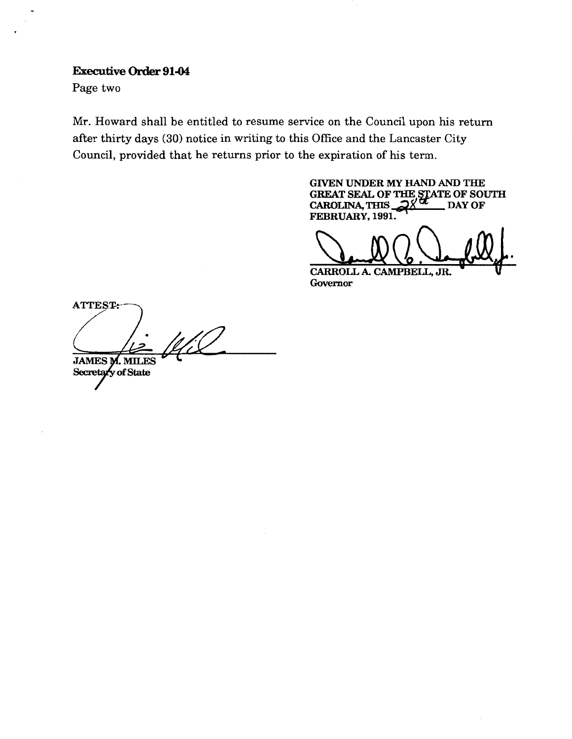**Executive Order 91-04**

Page two

Mr. Howard shall be entitled to resume service on the Council upon his return after thirty days (30) notice in writing to this Office and the Lancaster City Council, provided that he returns prior to the expiration of his term.

**GIVEN UNDER MY HAND AND THE GREAT SEAL OF THE STATE OF SOUTH CAROLINA, THIS 28th DAY OF FEBRUARY, 1991.**

**CARROLL A. CAMPBELL, JR.**
**Governor**

**ATTEST:**

**JAMES M. MILES**
**Secretary of State**